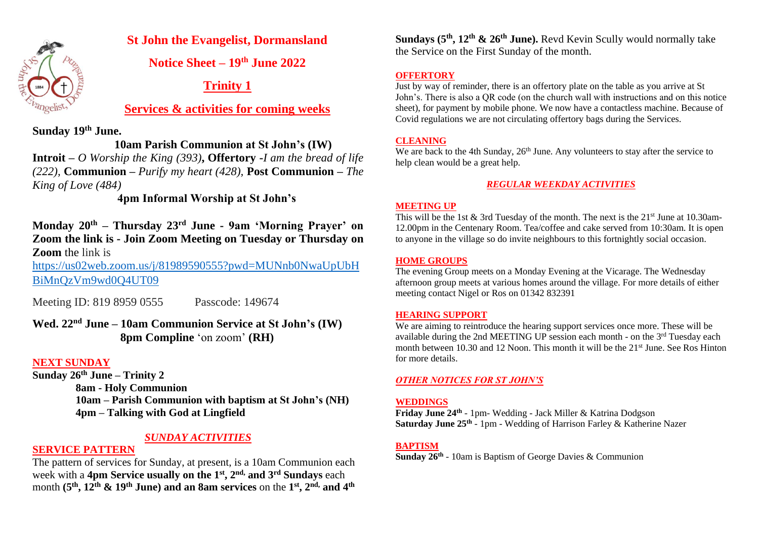# St John the Evangelist, Dormansland

## Notice Sheet – 19th June 2022

## Trinity 1

## Services & activities for coming weeks

**Sunday 19th June.**

**10am Parish Communion at St John's (IW)**

**Introit** – *O Worship the King (393)*, **Offertory** -*I am the bread of life (222)*, **Communion** – *Purify my heart (428)*, **Post Communion** – *The King of Love (484)*

**4pm Informal Worship at St John's**

**Monday 20th – Thursday 23rd June - 9am 'Morning Prayer' on Zoom the link is - Join Zoom Meeting on Tuesday or Thursday on Zoom** the link is https://us02web.zoom.us/j/81989590555?pwd=MUNnb0NwaUpUbHBiMnQzVm9wd0Q4UT09

Meeting ID: 819 8959 0555     Passcode: 149674

**Wed. 22nd June – 10am Communion Service at St John's (IW)**
**8pm Compline** 'on zoom' **(RH)**

## NEXT SUNDAY

**Sunday 26th June – Trinity 2**

**8am - Holy Communion**
**10am – Parish Communion with baptism at St John's (NH)**
**4pm – Talking with God at Lingfield**

## *SUNDAY ACTIVITIES*

### SERVICE PATTERN

The pattern of services for Sunday, at present, is a 10am Communion each week with a **4pm Service usually on the 1st, 2nd, and 3rd Sundays** each month **(5th, 12th & 19th June) and an 8am services** on the **1st, 2nd, and 4th Sundays (5th, 12th & 26th June).** Revd Kevin Scully would normally take the Service on the First Sunday of the month.

### OFFERTORY

Just by way of reminder, there is an offertory plate on the table as you arrive at St John's. There is also a QR code (on the church wall with instructions and on this notice sheet), for payment by mobile phone. We now have a contactless machine. Because of Covid regulations we are not circulating offertory bags during the Services.

### CLEANING

We are back to the 4th Sunday, 26th June. Any volunteers to stay after the service to help clean would be a great help.

## *REGULAR WEEKDAY ACTIVITIES*

### MEETING UP

This will be the 1st & 3rd Tuesday of the month. The next is the 21st June at 10.30am-12.00pm in the Centenary Room. Tea/coffee and cake served from 10:30am. It is open to anyone in the village so do invite neighbours to this fortnightly social occasion.

### HOME GROUPS

The evening Group meets on a Monday Evening at the Vicarage. The Wednesday afternoon group meets at various homes around the village. For more details of either meeting contact Nigel or Ros on 01342 832391

### HEARING SUPPORT

We are aiming to reintroduce the hearing support services once more. These will be available during the 2nd MEETING UP session each month - on the 3rd Tuesday each month between 10.30 and 12 Noon. This month it will be the 21st June. See Ros Hinton for more details.

## *OTHER NOTICES FOR ST JOHN'S*

### WEDDINGS

**Friday June 24th** - 1pm- Wedding - Jack Miller & Katrina Dodgson
**Saturday June 25th** - 1pm - Wedding of Harrison Farley & Katherine Nazer

### BAPTISM

**Sunday 26th** - 10am is Baptism of George Davies & Communion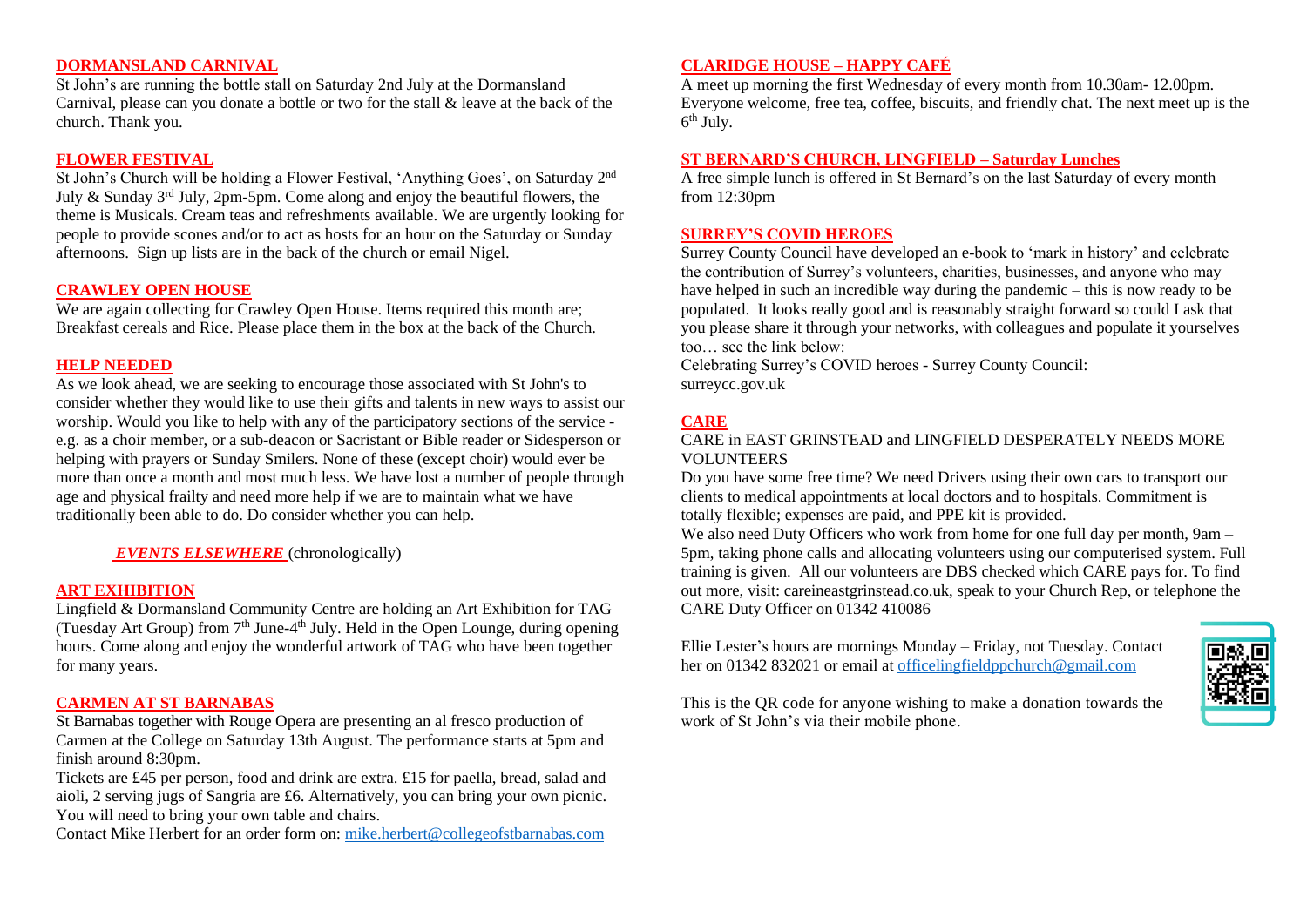## DORMANSLAND CARNIVAL

St John's are running the bottle stall on Saturday 2nd July at the Dormansland Carnival, please can you donate a bottle or two for the stall & leave at the back of the church. Thank you.

## FLOWER FESTIVAL

St John's Church will be holding a Flower Festival, 'Anything Goes', on Saturday 2nd July & Sunday 3rd July, 2pm-5pm. Come along and enjoy the beautiful flowers, the theme is Musicals. Cream teas and refreshments available. We are urgently looking for people to provide scones and/or to act as hosts for an hour on the Saturday or Sunday afternoons. Sign up lists are in the back of the church or email Nigel.

## CRAWLEY OPEN HOUSE

We are again collecting for Crawley Open House. Items required this month are; Breakfast cereals and Rice. Please place them in the box at the back of the Church.

## HELP NEEDED

As we look ahead, we are seeking to encourage those associated with St John's to consider whether they would like to use their gifts and talents in new ways to assist our worship. Would you like to help with any of the participatory sections of the service - e.g. as a choir member, or a sub-deacon or Sacristant or Bible reader or Sidesperson or helping with prayers or Sunday Smilers. None of these (except choir) would ever be more than once a month and most much less. We have lost a number of people through age and physical frailty and need more help if we are to maintain what we have traditionally been able to do. Do consider whether you can help.

***EVENTS ELSEWHERE*** (chronologically)

## ART EXHIBITION

Lingfield & Dormansland Community Centre are holding an Art Exhibition for TAG – (Tuesday Art Group) from 7th June-4th July. Held in the Open Lounge, during opening hours. Come along and enjoy the wonderful artwork of TAG who have been together for many years.

## CARMEN AT ST BARNABAS

St Barnabas together with Rouge Opera are presenting an al fresco production of Carmen at the College on Saturday 13th August. The performance starts at 5pm and finish around 8:30pm.

Tickets are £45 per person, food and drink are extra. £15 for paella, bread, salad and aioli, 2 serving jugs of Sangria are £6. Alternatively, you can bring your own picnic. You will need to bring your own table and chairs.

Contact Mike Herbert for an order form on: mike.herbert@collegeofstbarnabas.com

## CLARIDGE HOUSE – HAPPY CAFÉ

A meet up morning the first Wednesday of every month from 10.30am- 12.00pm. Everyone welcome, free tea, coffee, biscuits, and friendly chat. The next meet up is the 6th July.

## ST BERNARD'S CHURCH, LINGFIELD – Saturday Lunches

A free simple lunch is offered in St Bernard's on the last Saturday of every month from 12:30pm

## SURREY'S COVID HEROES

Surrey County Council have developed an e-book to 'mark in history' and celebrate the contribution of Surrey's volunteers, charities, businesses, and anyone who may have helped in such an incredible way during the pandemic – this is now ready to be populated. It looks really good and is reasonably straight forward so could I ask that you please share it through your networks, with colleagues and populate it yourselves too… see the link below:

Celebrating Surrey's COVID heroes - Surrey County Council:
surreycc.gov.uk

## CARE

CARE in EAST GRINSTEAD and LINGFIELD DESPERATELY NEEDS MORE VOLUNTEERS

Do you have some free time? We need Drivers using their own cars to transport our clients to medical appointments at local doctors and to hospitals. Commitment is totally flexible; expenses are paid, and PPE kit is provided.

We also need Duty Officers who work from home for one full day per month, 9am – 5pm, taking phone calls and allocating volunteers using our computerised system. Full training is given. All our volunteers are DBS checked which CARE pays for. To find out more, visit: careineastgrinstead.co.uk, speak to your Church Rep, or telephone the CARE Duty Officer on 01342 410086

Ellie Lester's hours are mornings Monday – Friday, not Tuesday. Contact her on 01342 832021 or email at officelingfieldppchurch@gmail.com

This is the QR code for anyone wishing to make a donation towards the work of St John's via their mobile phone.